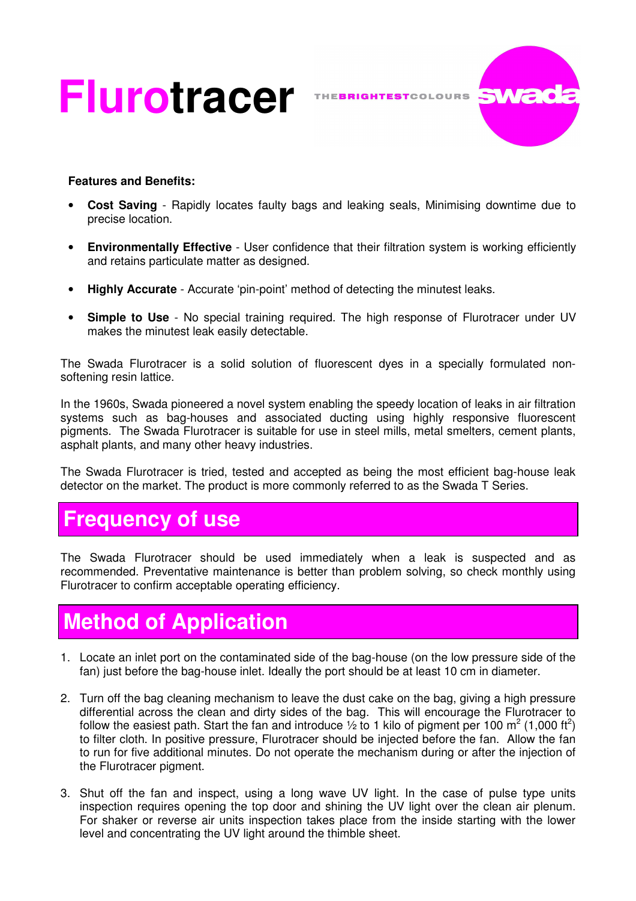# Flurotracer

THE BRIGHTEST COLOURS swada

**Features and Benefits:**

- **Cost Saving** - Rapidly locates faulty bags and leaking seals, Minimising downtime due to precise location.
- **Environmentally Effective** - User confidence that their filtration system is working efficiently and retains particulate matter as designed.
- **Highly Accurate** - Accurate 'pin-point' method of detecting the minutest leaks.
- **Simple to Use** - No special training required. The high response of Flurotracer under UV makes the minutest leak easily detectable.

The Swada Flurotracer is a solid solution of fluorescent dyes in a specially formulated non-softening resin lattice.

In the 1960s, Swada pioneered a novel system enabling the speedy location of leaks in air filtration systems such as bag-houses and associated ducting using highly responsive fluorescent pigments. The Swada Flurotracer is suitable for use in steel mills, metal smelters, cement plants, asphalt plants, and many other heavy industries.

The Swada Flurotracer is tried, tested and accepted as being the most efficient bag-house leak detector on the market. The product is more commonly referred to as the Swada T Series.

## Frequency of use

The Swada Flurotracer should be used immediately when a leak is suspected and as recommended. Preventative maintenance is better than problem solving, so check monthly using Flurotracer to confirm acceptable operating efficiency.

## Method of Application

1. Locate an inlet port on the contaminated side of the bag-house (on the low pressure side of the fan) just before the bag-house inlet. Ideally the port should be at least 10 cm in diameter.
2. Turn off the bag cleaning mechanism to leave the dust cake on the bag, giving a high pressure differential across the clean and dirty sides of the bag. This will encourage the Flurotracer to follow the easiest path. Start the fan and introduce ½ to 1 kilo of pigment per 100 $m^2$ (1,000 $ft^2$) to filter cloth. In positive pressure, Flurotracer should be injected before the fan. Allow the fan to run for five additional minutes. Do not operate the mechanism during or after the injection of the Flurotracer pigment.
3. Shut off the fan and inspect, using a long wave UV light. In the case of pulse type units inspection requires opening the top door and shining the UV light over the clean air plenum. For shaker or reverse air units inspection takes place from the inside starting with the lower level and concentrating the UV light around the thimble sheet.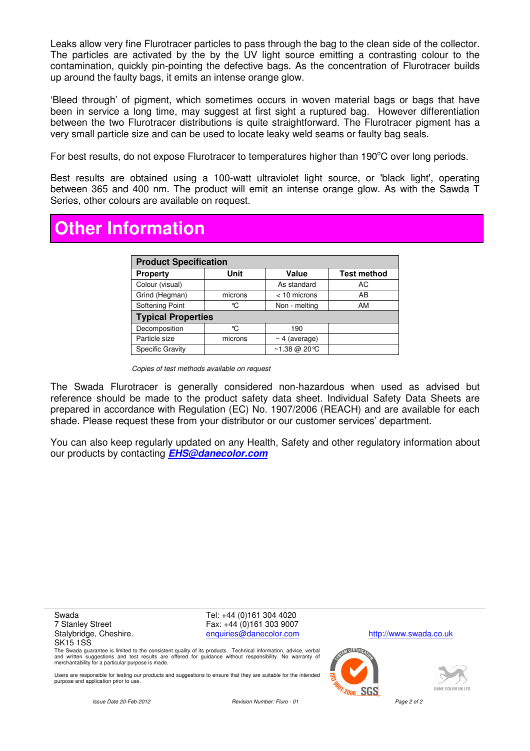Leaks allow very fine Flurotracer particles to pass through the bag to the clean side of the collector. The particles are activated by the by the UV light source emitting a contrasting colour to the contamination, quickly pin-pointing the defective bags. As the concentration of Flurotracer builds up around the faulty bags, it emits an intense orange glow.

'Bleed through' of pigment, which sometimes occurs in woven material bags or bags that have been in service a long time, may suggest at first sight a ruptured bag. However differentiation between the two Flurotracer distributions is quite straightforward. The Flurotracer pigment has a very small particle size and can be used to locate leaky weld seams or faulty bag seals.

For best results, do not expose Flurotracer to temperatures higher than 190°C over long periods.

Best results are obtained using a 100-watt ultraviolet light source, or 'black light', operating between 365 and 400 nm. The product will emit an intense orange glow. As with the Sawda T Series, other colours are available on request.

# Other Information

| **Product Specification** | | | |
|---|---|---|---|
| **Property** | **Unit** | **Value** | **Test method** |
| Colour (visual) | | As standard | AC |
| Grind (Hegman) | microns | < 10 microns | AB |
| Softening Point | °C | Non - melting | AM |
| **Typical Properties** | | | |
| Decomposition | °C | 190 | |
| Particle size | microns | ~ 4 (average) | |
| Specific Gravity | | ~1.38 @ 20°C | |

*Copies of test methods available on request*

The Swada Flurotracer is generally considered non-hazardous when used as advised but reference should be made to the product safety data sheet. Individual Safety Data Sheets are prepared in accordance with Regulation (EC) No. 1907/2006 (REACH) and are available for each shade. Please request these from your distributor or our customer services' department.

You can also keep regularly updated on any Health, Safety and other regulatory information about our products by contacting ***EHS@danecolor.com***

Swada
7 Stanley Street
Stalybridge, Cheshire.
SK15 1SS

Tel: +44 (0)161 304 4020
Fax: +44 (0)161 303 9007
enquiries@danecolor.com

http://www.swada.co.uk

The Swada guarantee is limited to the consistent quality of its products. Technical information, advice, verbal and written suggestions and test results are offered for guidance without responsibility. No warranty of merchantability for a particular purpose is made.

Users are responsible for testing our products and suggestions to ensure that they are suitable for the intended purpose and application prior to use.

Issue Date 20-Feb-2012    Revision Number: Fluro - 01